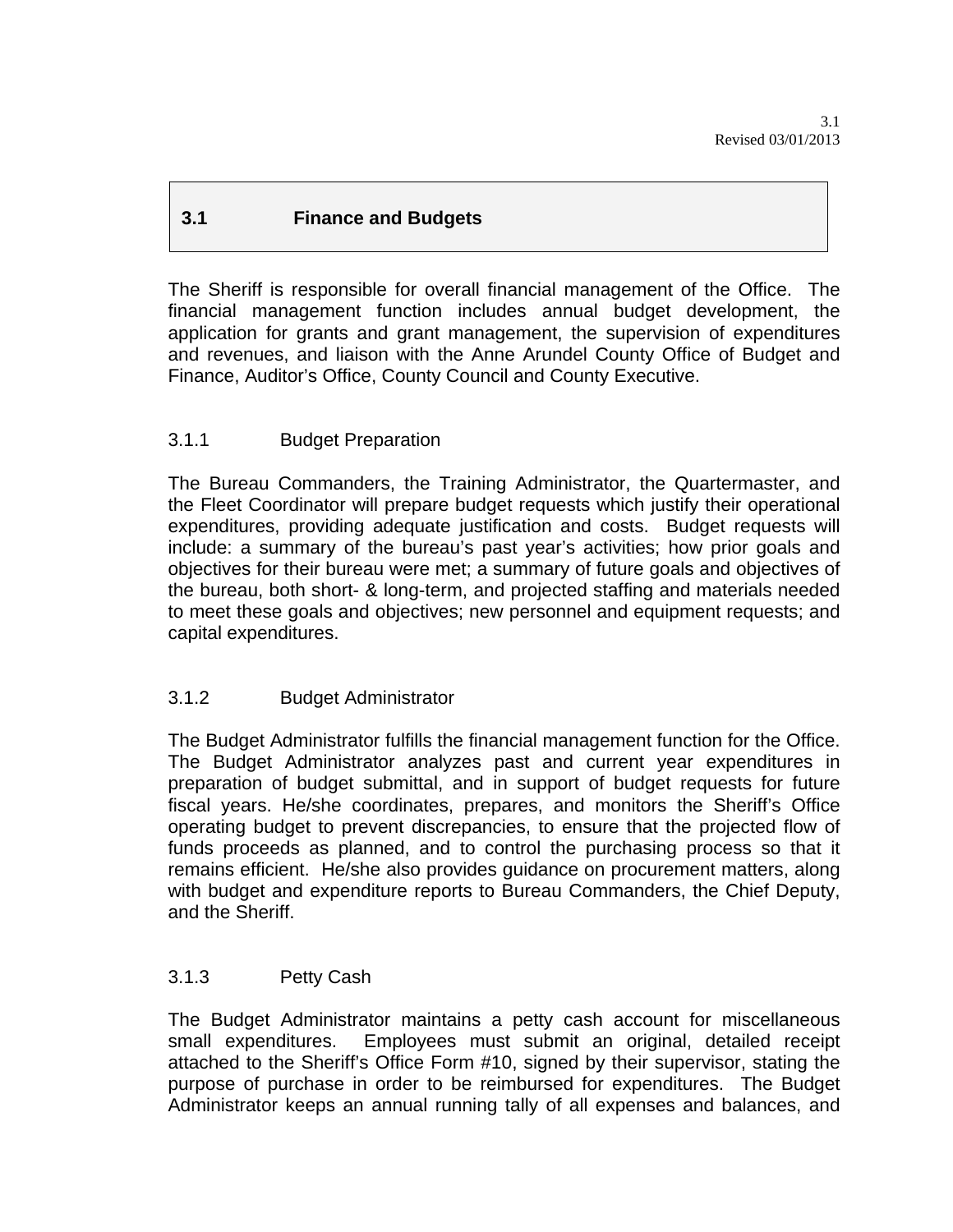# 3.1 Finance and Budgets

The Sheriff is responsible for overall financial management of the Office. The financial management function includes annual budget development, the application for grants and grant management, the supervision of expenditures and revenues, and liaison with the Anne Arundel County Office of Budget and Finance, Auditor's Office, County Council and County Executive.

## 3.1.1 Budget Preparation

The Bureau Commanders, the Training Administrator, the Quartermaster, and the Fleet Coordinator will prepare budget requests which justify their operational expenditures, providing adequate justification and costs. Budget requests will include: a summary of the bureau's past year's activities; how prior goals and objectives for their bureau were met; a summary of future goals and objectives of the bureau, both short- & long-term, and projected staffing and materials needed to meet these goals and objectives; new personnel and equipment requests; and capital expenditures.

## 3.1.2 Budget Administrator

The Budget Administrator fulfills the financial management function for the Office. The Budget Administrator analyzes past and current year expenditures in preparation of budget submittal, and in support of budget requests for future fiscal years. He/she coordinates, prepares, and monitors the Sheriff's Office operating budget to prevent discrepancies, to ensure that the projected flow of funds proceeds as planned, and to control the purchasing process so that it remains efficient. He/she also provides guidance on procurement matters, along with budget and expenditure reports to Bureau Commanders, the Chief Deputy, and the Sheriff.

## 3.1.3 Petty Cash

The Budget Administrator maintains a petty cash account for miscellaneous small expenditures. Employees must submit an original, detailed receipt attached to the Sheriff's Office Form #10, signed by their supervisor, stating the purpose of purchase in order to be reimbursed for expenditures. The Budget Administrator keeps an annual running tally of all expenses and balances, and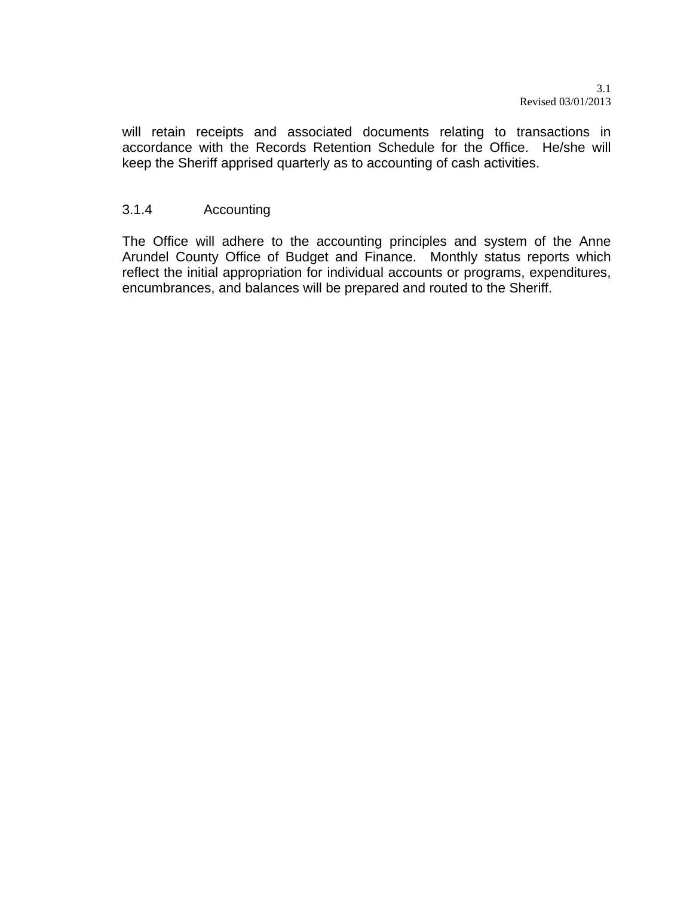will retain receipts and associated documents relating to transactions in accordance with the Records Retention Schedule for the Office. He/she will keep the Sheriff apprised quarterly as to accounting of cash activities.

### 3.1.4 Accounting

The Office will adhere to the accounting principles and system of the Anne Arundel County Office of Budget and Finance. Monthly status reports which reflect the initial appropriation for individual accounts or programs, expenditures, encumbrances, and balances will be prepared and routed to the Sheriff.